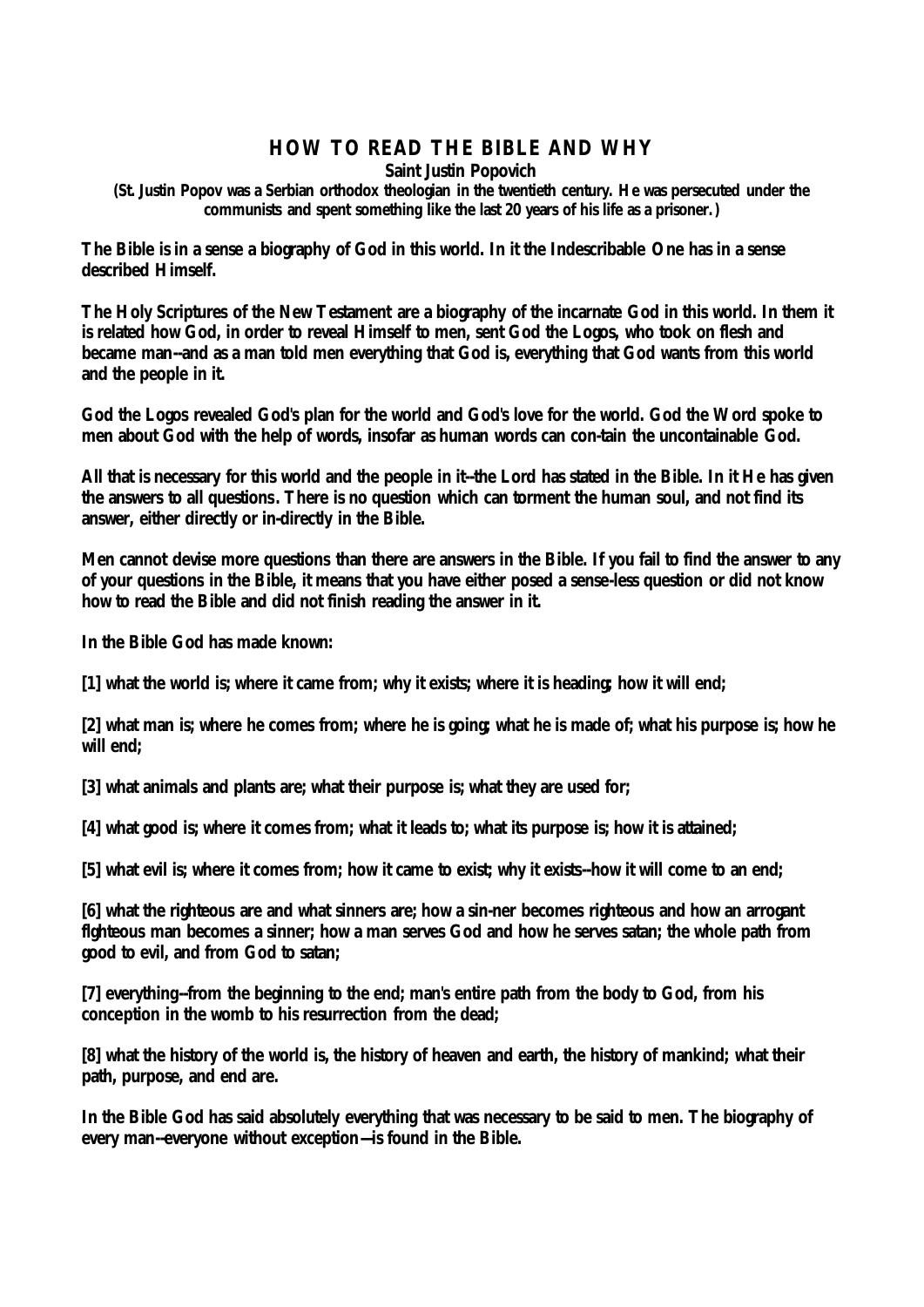# HOW TO READ THE BIBLE AND WHY

**Saint Justin Popovich**

**(St. Justin Popov was a Serbian orthodox theologian in the twentieth century. He was persecuted under the communists and spent something like the last 20 years of his life as a prisoner.)**

**The Bible is in a sense a biography of God in this world. In it the Indescribable One has in a sense described Himself.**

**The Holy Scriptures of the New Testament are a biography of the incarnate God in this world. In them it is related how God, in order to reveal Himself to men, sent God the Logos, who took on flesh and became man--and as a man told men everything that God is, everything that God wants from this world and the people in it.**

**God the Logos revealed God's plan for the world and God's love for the world. God the Word spoke to men about God with the help of words, insofar as human words can con-tain the uncontainable God.**

**All that is necessary for this world and the people in it--the Lord has stated in the Bible. In it He has given the answers to all questions. There is no question which can torment the human soul, and not find its answer, either directly or in-directly in the Bible.**

**Men cannot devise more questions than there are answers in the Bible. If you fail to find the answer to any of your questions in the Bible, it means that you have either posed a sense-less question or did not know how to read the Bible and did not finish reading the answer in it.**

**In the Bible God has made known:**

**[1] what the world is; where it came from; why it exists; where it is heading; how it will end;**

**[2] what man is; where he comes from; where he is going; what he is made of; what his purpose is; how he will end;**

**[3] what animals and plants are; what their purpose is; what they are used for;**

**[4] what good is; where it comes from; what it leads to; what its purpose is; how it is attained;**

**[5] what evil is; where it comes from; how it came to exist; why it exists--how it will come to an end;**

**[6] what the righteous are and what sinners are; how a sin-ner becomes righteous and how an arrogant fighteous man becomes a sinner; how a man serves God and how he serves satan; the whole path from good to evil, and from God to satan;**

**[7] everything--from the beginning to the end; man's entire path from the body to God, from his conception in the womb to his resurrection from the dead;**

**[8] what the history of the world is, the history of heaven and earth, the history of mankind; what their path, purpose, and end are.**

**In the Bible God has said absolutely everything that was necessary to be said to men. The biography of every man--everyone without exception—is found in the Bible.**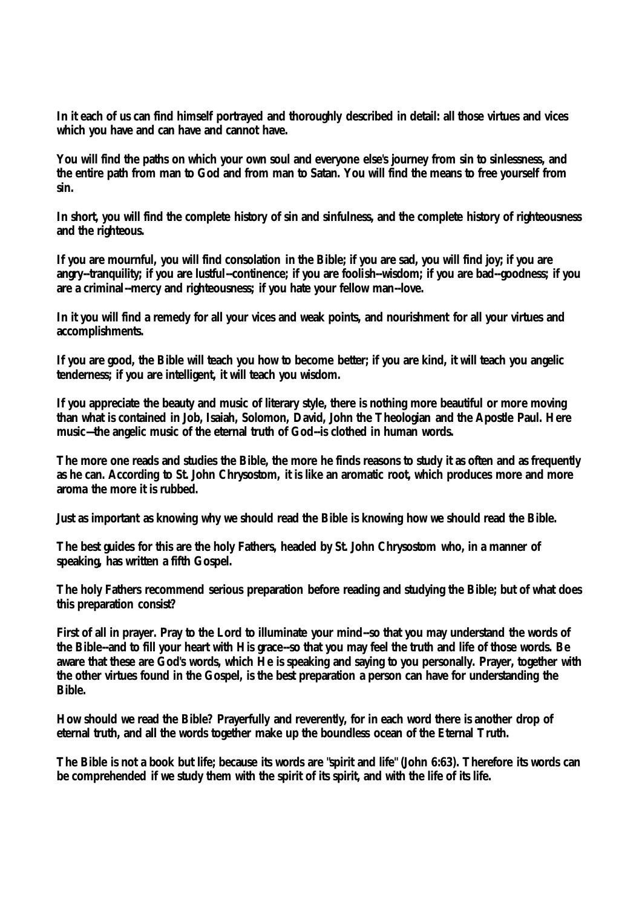**In it each of us can find himself portrayed and thoroughly described in detail: all those virtues and vices which you have and can have and cannot have.**

**You will find the paths on which your own soul and everyone else's journey from sin to sinlessness, and the entire path from man to God and from man to Satan. You will find the means to free yourself from sin.**

**In short, you will find the complete history of sin and sinfulness, and the complete history of righteousness and the righteous.**

**If you are mournful, you will find consolation in the Bible; if you are sad, you will find joy; if you are angry--tranquility; if you are lustful--continence; if you are foolish--wisdom; if you are bad--goodness; if you are a criminal--mercy and righteousness; if you hate your fellow man--love.**

**In it you will find a remedy for all your vices and weak points, and nourishment for all your virtues and accomplishments.**

**If you are good, the Bible will teach you how to become better; if you are kind, it will teach you angelic tenderness; if you are intelligent, it will teach you wisdom.**

**If you appreciate the beauty and music of literary style, there is nothing more beautiful or more moving than what is contained in Job, Isaiah, Solomon, David, John the Theologian and the Apostle Paul. Here music--the angelic music of the eternal truth of God--is clothed in human words.**

**The more one reads and studies the Bible, the more he finds reasons to study it as often and as frequently as he can. According to St. John Chrysostom, it is like an aromatic root, which produces more and more aroma the more it is rubbed.**

**Just as important as knowing why we should read the Bible is knowing how we should read the Bible.**

**The best guides for this are the holy Fathers, headed by St. John Chrysostom who, in a manner of speaking, has written a fifth Gospel.**

**The holy Fathers recommend serious preparation before reading and studying the Bible; but of what does this preparation consist?**

**First of all in prayer. Pray to the Lord to illuminate your mind--so that you may understand the words of the Bible--and to fill your heart with His grace--so that you may feel the truth and life of those words. Be aware that these are God's words, which He is speaking and saying to you personally. Prayer, together with the other virtues found in the Gospel, is the best preparation a person can have for understanding the Bible.**

**How should we read the Bible? Prayerfully and reverently, for in each word there is another drop of eternal truth, and all the words together make up the boundless ocean of the Eternal Truth.**

**The Bible is not a book but life; because its words are "spirit and life" (John 6:63). Therefore its words can be comprehended if we study them with the spirit of its spirit, and with the life of its life.**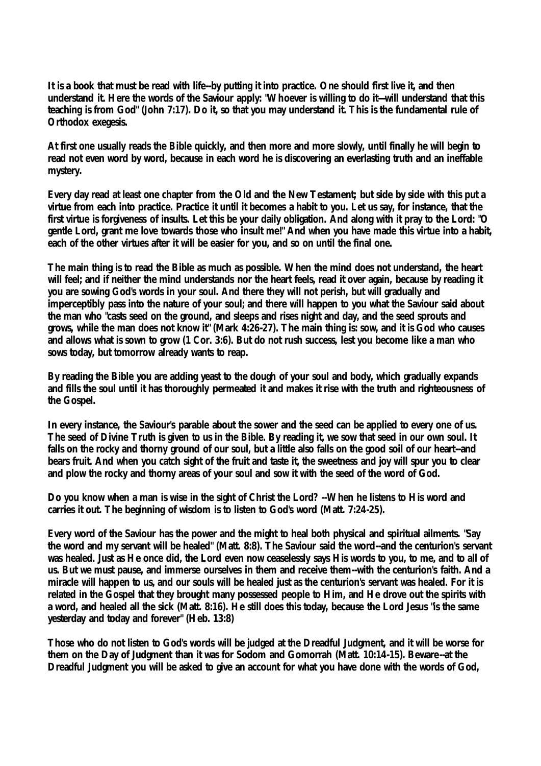It is a book that must be read with life--by putting it into practice. One should first live it, and then understand it. Here the words of the Saviour apply: "Whoever is willing to do it—will understand that this teaching is from God" (John 7:17). Do it, so that you may understand it. This is the fundamental rule of Orthodox exegesis.

At first one usually reads the Bible quickly, and then more and more slowly, until finally he will begin to read not even word by word, because in each word he is discovering an everlasting truth and an ineffable mystery.

Every day read at least one chapter from the Old and the New Testament; but side by side with this put a virtue from each into practice. Practice it until it becomes a habit to you. Let us say, for instance, that the first virtue is forgiveness of insults. Let this be your daily obligation. And along with it pray to the Lord: "O gentle Lord, grant me love towards those who insult me!" And when you have made this virtue into a habit, each of the other virtues after it will be easier for you, and so on until the final one.

The main thing is to read the Bible as much as possible. When the mind does not understand, the heart will feel; and if neither the mind understands nor the heart feels, read it over again, because by reading it you are sowing God's words in your soul. And there they will not perish, but will gradually and imperceptibly pass into the nature of your soul; and there will happen to you what the Saviour said about the man who "casts seed on the ground, and sleeps and rises night and day, and the seed sprouts and grows, while the man does not know it" (Mark 4:26-27). The main thing is: sow, and it is God who causes and allows what is sown to grow (1 Cor. 3:6). But do not rush success, lest you become like a man who sows today, but tomorrow already wants to reap.

By reading the Bible you are adding yeast to the dough of your soul and body, which gradually expands and fills the soul until it has thoroughly permeated it and makes it rise with the truth and righteousness of the Gospel.

In every instance, the Saviour's parable about the sower and the seed can be applied to every one of us. The seed of Divine Truth is given to us in the Bible. By reading it, we sow that seed in our own soul. It falls on the rocky and thorny ground of our soul, but a little also falls on the good soil of our heart--and bears fruit. And when you catch sight of the fruit and taste it, the sweetness and joy will spur you to clear and plow the rocky and thorny areas of your soul and sow it with the seed of the word of God.

Do you know when a man is wise in the sight of Christ the Lord? --When he listens to His word and carries it out. The beginning of wisdom is to listen to God's word (Matt. 7:24-25).

Every word of the Saviour has the power and the might to heal both physical and spiritual ailments. "Say the word and my servant will be healed" (Matt. 8:8). The Saviour said the word--and the centurion's servant was healed. Just as He once did, the Lord even now ceaselessly says His words to you, to me, and to all of us. But we must pause, and immerse ourselves in them and receive them--with the centurion's faith. And a miracle will happen to us, and our souls will be healed just as the centurion's servant was healed. For it is related in the Gospel that they brought many possessed people to Him, and He drove out the spirits with a word, and healed all the sick (Matt. 8:16). He still does this today, because the Lord Jesus "is the same yesterday and today and forever" (Heb. 13:8)

Those who do not listen to God's words will be judged at the Dreadful Judgment, and it will be worse for them on the Day of Judgment than it was for Sodom and Gomorrah (Matt. 10:14-15). Beware--at the Dreadful Judgment you will be asked to give an account for what you have done with the words of God,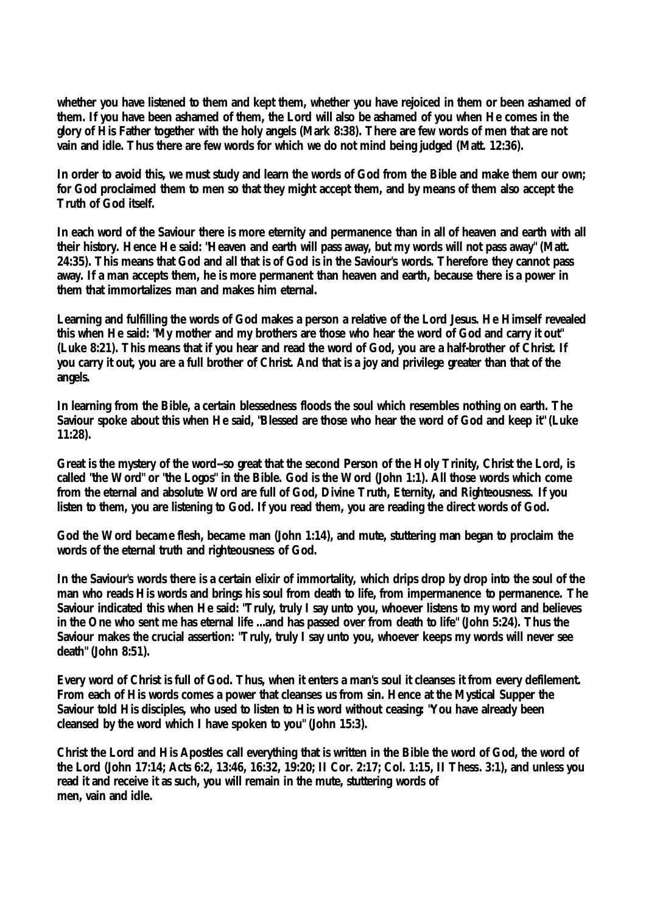**whether you have listened to them and kept them, whether you have rejoiced in them or been ashamed of them. If you have been ashamed of them, the Lord will also be ashamed of you when He comes in the glory of His Father together with the holy angels (Mark 8:38). There are few words of men that are not vain and idle. Thus there are few words for which we do not mind being judged (Matt. 12:36).**

**In order to avoid this, we must study and learn the words of God from the Bible and make them our own; for God proclaimed them to men so that they might accept them, and by means of them also accept the Truth of God itself.**

**In each word of the Saviour there is more eternity and permanence than in all of heaven and earth with all their history. Hence He said: "Heaven and earth will pass away, but my words will not pass away" (Matt. 24:35). This means that God and all that is of God is in the Saviour's words. Therefore they cannot pass away. If a man accepts them, he is more permanent than heaven and earth, because there is a power in them that immortalizes man and makes him eternal.**

**Learning and fulfilling the words of God makes a person a relative of the Lord Jesus. He Himself revealed this when He said: "My mother and my brothers are those who hear the word of God and carry it out" (Luke 8:21). This means that if you hear and read the word of God, you are a half-brother of Christ. If you carry it out, you are a full brother of Christ. And that is a joy and privilege greater than that of the angels.**

**In learning from the Bible, a certain blessedness floods the soul which resembles nothing on earth. The Saviour spoke about this when He said, "Blessed are those who hear the word of God and keep it" (Luke 11:28).**

**Great is the mystery of the word--so great that the second Person of the Holy Trinity, Christ the Lord, is called "the Word" or "the Logos" in the Bible. God is the Word (John 1:1). All those words which come from the eternal and absolute Word are full of God, Divine Truth, Eternity, and Righteousness. If you listen to them, you are listening to God. If you read them, you are reading the direct words of God.**

**God the Word became flesh, became man (John 1:14), and mute, stuttering man began to proclaim the words of the eternal truth and righteousness of God.**

**In the Saviour's words there is a certain elixir of immortality, which drips drop by drop into the soul of the man who reads His words and brings his soul from death to life, from impermanence to permanence. The Saviour indicated this when He said: "Truly, truly I say unto you, whoever listens to my word and believes in the One who sent me has eternal life ...and has passed over from death to life" (John 5:24). Thus the Saviour makes the crucial assertion: "Truly, truly I say unto you, whoever keeps my words will never see death" (John 8:51).**

**Every word of Christ is full of God. Thus, when it enters a man's soul it cleanses it from every defilement. From each of His words comes a power that cleanses us from sin. Hence at the Mystical Supper the Saviour told His disciples, who used to listen to His word without ceasing: "You have already been cleansed by the word which I have spoken to you" (John 15:3).**

**Christ the Lord and His Apostles call everything that is written in the Bible the word of God, the word of the Lord (John 17:14; Acts 6:2, 13:46, 16:32, 19:20; II Cor. 2:17; Col. 1:15, II Thess. 3:1), and unless you read it and receive it as such, you will remain in the mute, stuttering words of men, vain and idle.**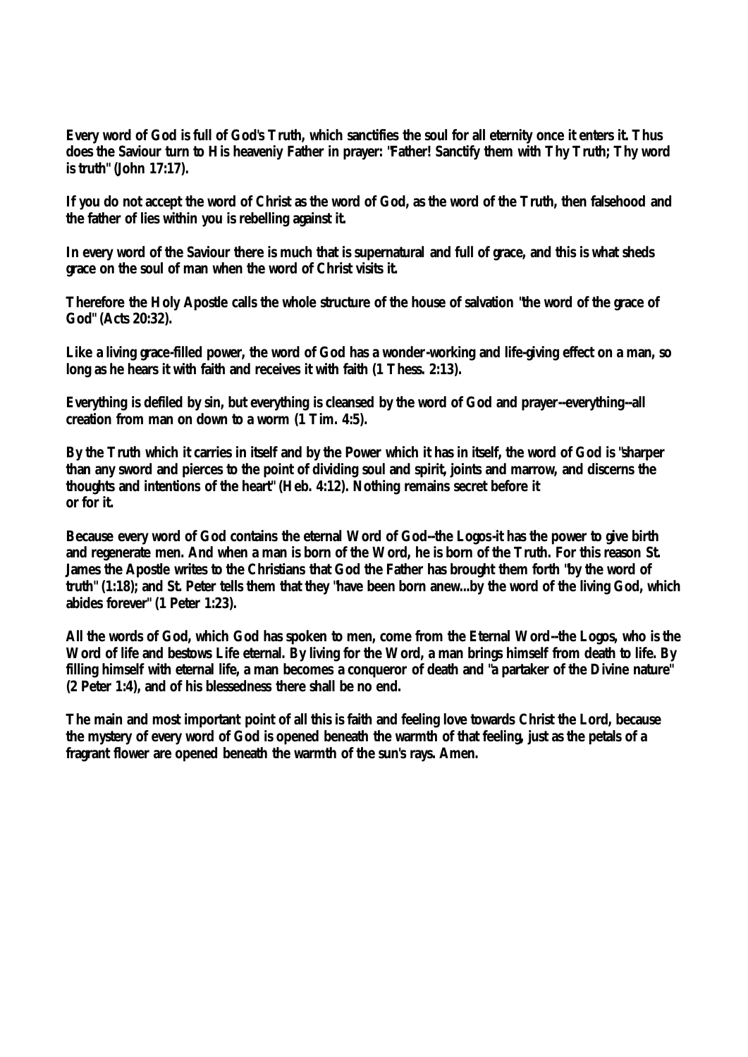Every word of God is full of God's Truth, which sanctifies the soul for all eternity once it enters it. Thus does the Saviour turn to His heaveniy Father in prayer: "Father! Sanctify them with Thy Truth; Thy word is truth" (John 17:17).

If you do not accept the word of Christ as the word of God, as the word of the Truth, then falsehood and the father of lies within you is rebelling against it.

In every word of the Saviour there is much that is supernatural and full of grace, and this is what sheds grace on the soul of man when the word of Christ visits it.

Therefore the Holy Apostle calls the whole structure of the house of salvation "the word of the grace of God" (Acts 20:32).

Like a living grace-filled power, the word of God has a wonder-working and life-giving effect on a man, so long as he hears it with faith and receives it with faith (1 Thess. 2:13).

Everything is defiled by sin, but everything is cleansed by the word of God and prayer--everything--all creation from man on down to a worm (1 Tim. 4:5).

By the Truth which it carries in itself and by the Power which it has in itself, the word of God is "sharper than any sword and pierces to the point of dividing soul and spirit, joints and marrow, and discerns the thoughts and intentions of the heart" (Heb. 4:12). Nothing remains secret before it or for it.

Because every word of God contains the eternal Word of God--the Logos-it has the power to give birth and regenerate men. And when a man is born of the Word, he is born of the Truth. For this reason St. James the Apostle writes to the Christians that God the Father has brought them forth "by the word of truth" (1:18); and St. Peter tells them that they "have been born anew...by the word of the living God, which abides forever" (1 Peter 1:23).

All the words of God, which God has spoken to men, come from the Eternal Word--the Logos, who is the Word of life and bestows Life eternal. By living for the Word, a man brings himself from death to life. By filling himself with eternal life, a man becomes a conqueror of death and "a partaker of the Divine nature" (2 Peter 1:4), and of his blessedness there shall be no end.

The main and most important point of all this is faith and feeling love towards Christ the Lord, because the mystery of every word of God is opened beneath the warmth of that feeling, just as the petals of a fragrant flower are opened beneath the warmth of the sun's rays. Amen.